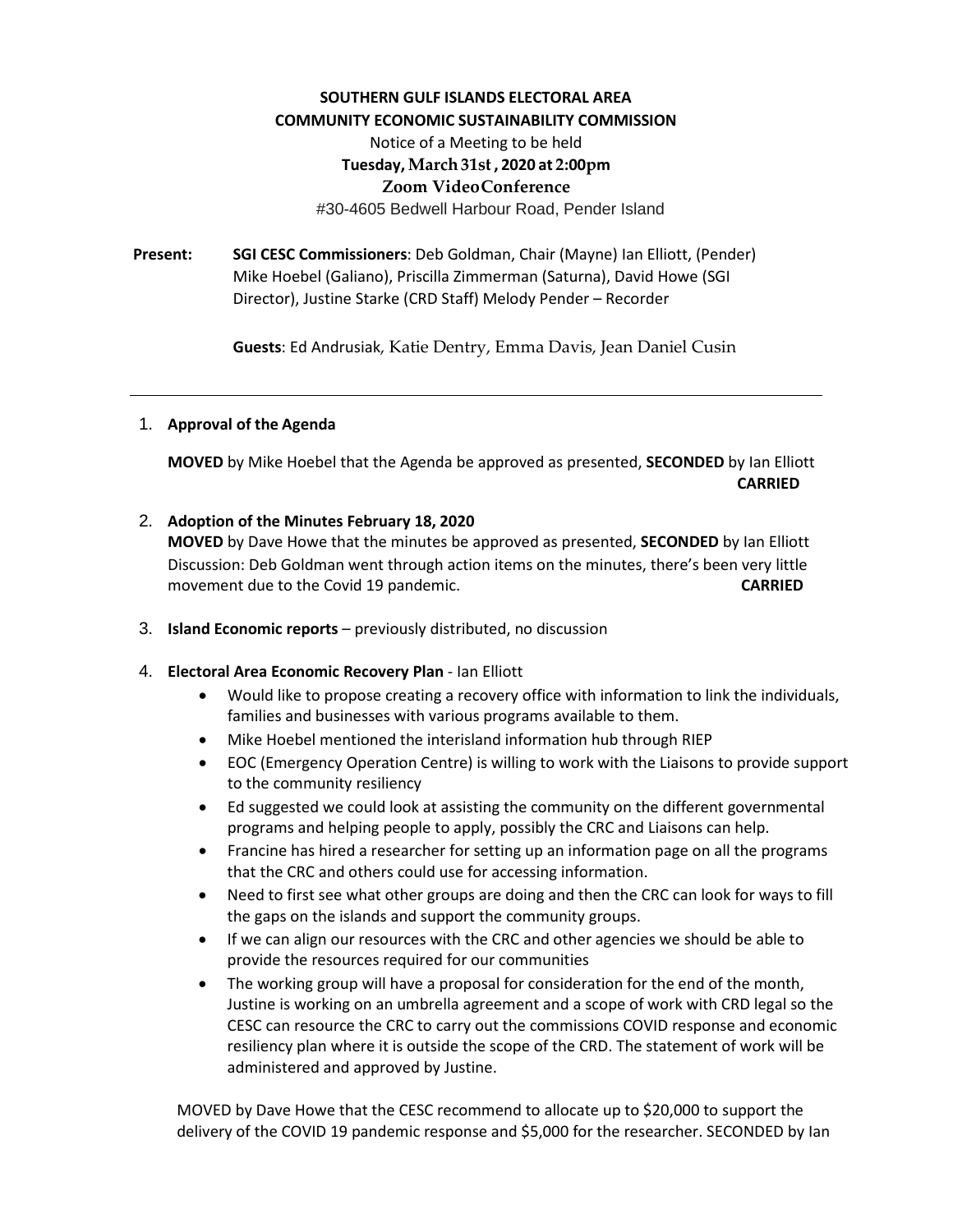**SOUTHERN GULF ISLANDS ELECTORAL AREA**
**COMMUNITY ECONOMIC SUSTAINABILITY COMMISSION**
Notice of a Meeting to be held
**Tuesday, March 31st , 2020 at 2:00pm**
**Zoom VideoConference**
#30-4605 Bedwell Harbour Road, Pender Island

**Present:** **SGI CESC Commissioners**: Deb Goldman, Chair (Mayne) Ian Elliott, (Pender) Mike Hoebel (Galiano), Priscilla Zimmerman (Saturna), David Howe (SGI Director), Justine Starke (CRD Staff) Melody Pender – Recorder

**Guests**: Ed Andrusiak, Katie Dentry, Emma Davis, Jean Daniel Cusin

---

1. **Approval of the Agenda**

   **MOVED** by Mike Hoebel that the Agenda be approved as presented, **SECONDED** by Ian Elliott **CARRIED**

2. **Adoption of the Minutes February 18, 2020**
   **MOVED** by Dave Howe that the minutes be approved as presented, **SECONDED** by Ian Elliott
   Discussion: Deb Goldman went through action items on the minutes, there's been very little movement due to the Covid 19 pandemic. **CARRIED**

3. **Island Economic reports** – previously distributed, no discussion

4. **Electoral Area Economic Recovery Plan** - Ian Elliott
   - Would like to propose creating a recovery office with information to link the individuals, families and businesses with various programs available to them.
   - Mike Hoebel mentioned the interisland information hub through RIEP
   - EOC (Emergency Operation Centre) is willing to work with the Liaisons to provide support to the community resiliency
   - Ed suggested we could look at assisting the community on the different governmental programs and helping people to apply, possibly the CRC and Liaisons can help.
   - Francine has hired a researcher for setting up an information page on all the programs that the CRC and others could use for accessing information.
   - Need to first see what other groups are doing and then the CRC can look for ways to fill the gaps on the islands and support the community groups.
   - If we can align our resources with the CRC and other agencies we should be able to provide the resources required for our communities
   - The working group will have a proposal for consideration for the end of the month, Justine is working on an umbrella agreement and a scope of work with CRD legal so the CESC can resource the CRC to carry out the commissions COVID response and economic resiliency plan where it is outside the scope of the CRD. The statement of work will be administered and approved by Justine.

   MOVED by Dave Howe that the CESC recommend to allocate up to $20,000 to support the delivery of the COVID 19 pandemic response and $5,000 for the researcher. SECONDED by Ian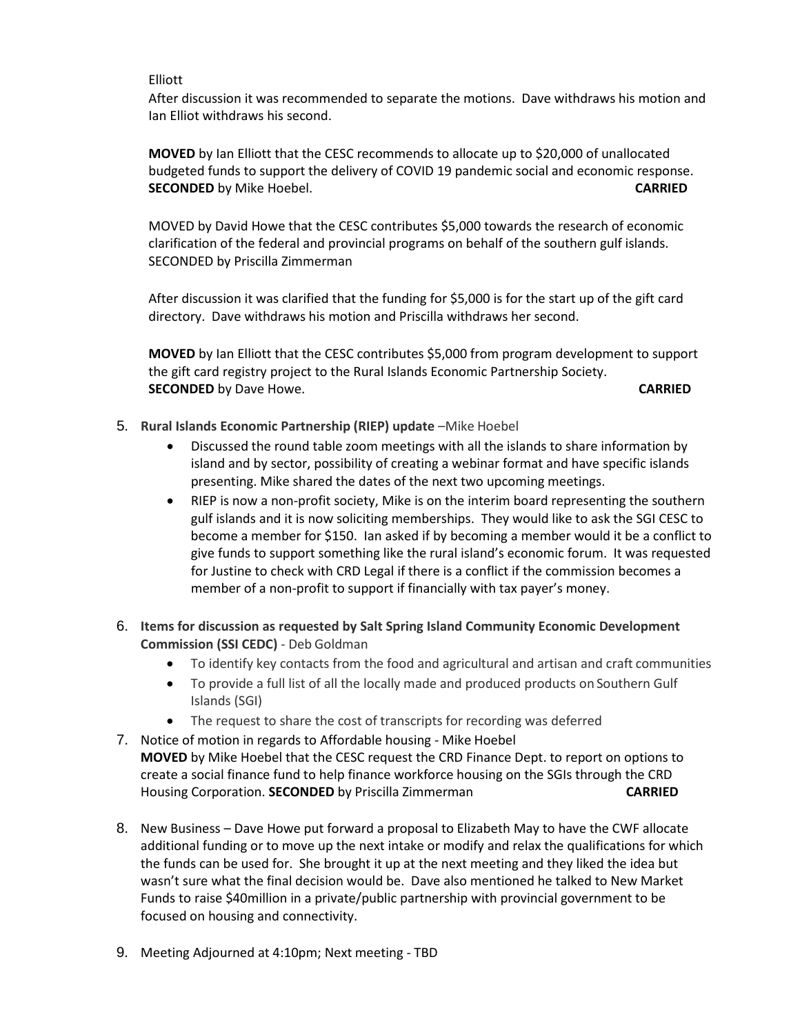Elliott

After discussion it was recommended to separate the motions. Dave withdraws his motion and Ian Elliot withdraws his second.

**MOVED** by Ian Elliott that the CESC recommends to allocate up to $20,000 of unallocated budgeted funds to support the delivery of COVID 19 pandemic social and economic response. **SECONDED** by Mike Hoebel. **CARRIED**

MOVED by David Howe that the CESC contributes $5,000 towards the research of economic clarification of the federal and provincial programs on behalf of the southern gulf islands. SECONDED by Priscilla Zimmerman

After discussion it was clarified that the funding for $5,000 is for the start up of the gift card directory. Dave withdraws his motion and Priscilla withdraws her second.

**MOVED** by Ian Elliott that the CESC contributes $5,000 from program development to support the gift card registry project to the Rural Islands Economic Partnership Society. **SECONDED** by Dave Howe. **CARRIED**

5. **Rural Islands Economic Partnership (RIEP) update** –Mike Hoebel
   - Discussed the round table zoom meetings with all the islands to share information by island and by sector, possibility of creating a webinar format and have specific islands presenting. Mike shared the dates of the next two upcoming meetings.
   - RIEP is now a non-profit society, Mike is on the interim board representing the southern gulf islands and it is now soliciting memberships. They would like to ask the SGI CESC to become a member for $150. Ian asked if by becoming a member would it be a conflict to give funds to support something like the rural island's economic forum. It was requested for Justine to check with CRD Legal if there is a conflict if the commission becomes a member of a non-profit to support if financially with tax payer's money.
6. **Items for discussion as requested by Salt Spring Island Community Economic Development Commission (SSI CEDC)** - Deb Goldman
   - To identify key contacts from the food and agricultural and artisan and craft communities
   - To provide a full list of all the locally made and produced products on Southern Gulf Islands (SGI)
   - The request to share the cost of transcripts for recording was deferred
7. Notice of motion in regards to Affordable housing - Mike Hoebel
   **MOVED** by Mike Hoebel that the CESC request the CRD Finance Dept. to report on options to create a social finance fund to help finance workforce housing on the SGIs through the CRD Housing Corporation. **SECONDED** by Priscilla Zimmerman **CARRIED**
8. New Business – Dave Howe put forward a proposal to Elizabeth May to have the CWF allocate additional funding or to move up the next intake or modify and relax the qualifications for which the funds can be used for. She brought it up at the next meeting and they liked the idea but wasn't sure what the final decision would be. Dave also mentioned he talked to New Market Funds to raise $40million in a private/public partnership with provincial government to be focused on housing and connectivity.
9. Meeting Adjourned at 4:10pm; Next meeting - TBD